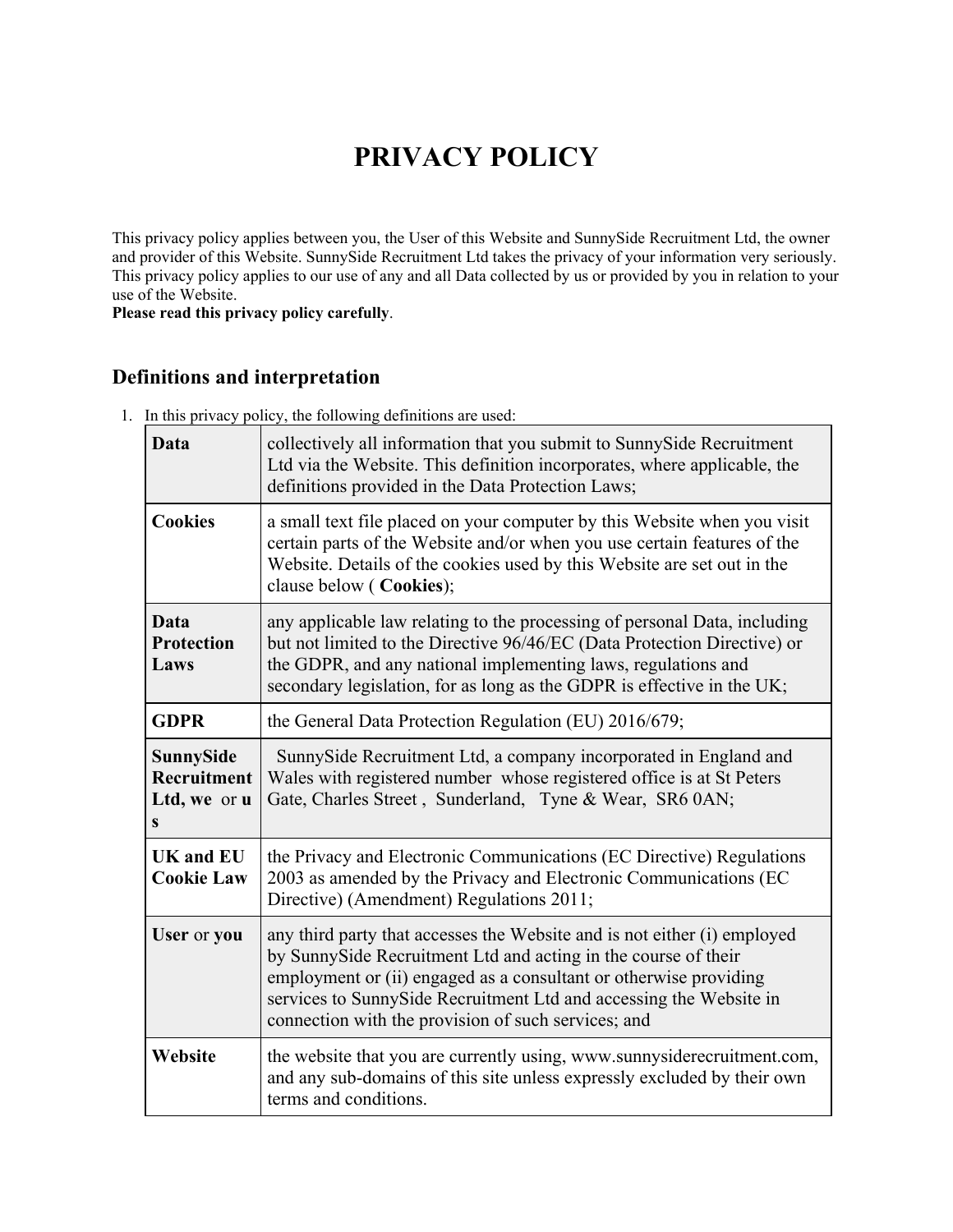# PRIVACY POLICY

This privacy policy applies between you, the User of this Website and SunnySide Recruitment Ltd, the owner and provider of this Website. SunnySide Recruitment Ltd takes the privacy of your information very seriously. This privacy policy applies to our use of any and all Data collected by us or provided by you in relation to your use of the Website.
**Please read this privacy policy carefully**.

## Definitions and interpretation

1. In this privacy policy, the following definitions are used:

| | |
|---|---|
| **Data** | collectively all information that you submit to SunnySide Recruitment Ltd via the Website. This definition incorporates, where applicable, the definitions provided in the Data Protection Laws; |
| **Cookies** | a small text file placed on your computer by this Website when you visit certain parts of the Website and/or when you use certain features of the Website. Details of the cookies used by this Website are set out in the clause below ( **Cookies**); |
| **Data Protection Laws** | any applicable law relating to the processing of personal Data, including but not limited to the Directive 96/46/EC (Data Protection Directive) or the GDPR, and any national implementing laws, regulations and secondary legislation, for as long as the GDPR is effective in the UK; |
| **GDPR** | the General Data Protection Regulation (EU) 2016/679; |
| **SunnySide Recruitment Ltd, we** or **us** | SunnySide Recruitment Ltd, a company incorporated in England and Wales with registered number whose registered office is at St Peters Gate, Charles Street , Sunderland, Tyne & Wear, SR6 0AN; |
| **UK and EU Cookie Law** | the Privacy and Electronic Communications (EC Directive) Regulations 2003 as amended by the Privacy and Electronic Communications (EC Directive) (Amendment) Regulations 2011; |
| **User** or **you** | any third party that accesses the Website and is not either (i) employed by SunnySide Recruitment Ltd and acting in the course of their employment or (ii) engaged as a consultant or otherwise providing services to SunnySide Recruitment Ltd and accessing the Website in connection with the provision of such services; and |
| **Website** | the website that you are currently using, www.sunnysiderecruitment.com, and any sub-domains of this site unless expressly excluded by their own terms and conditions. |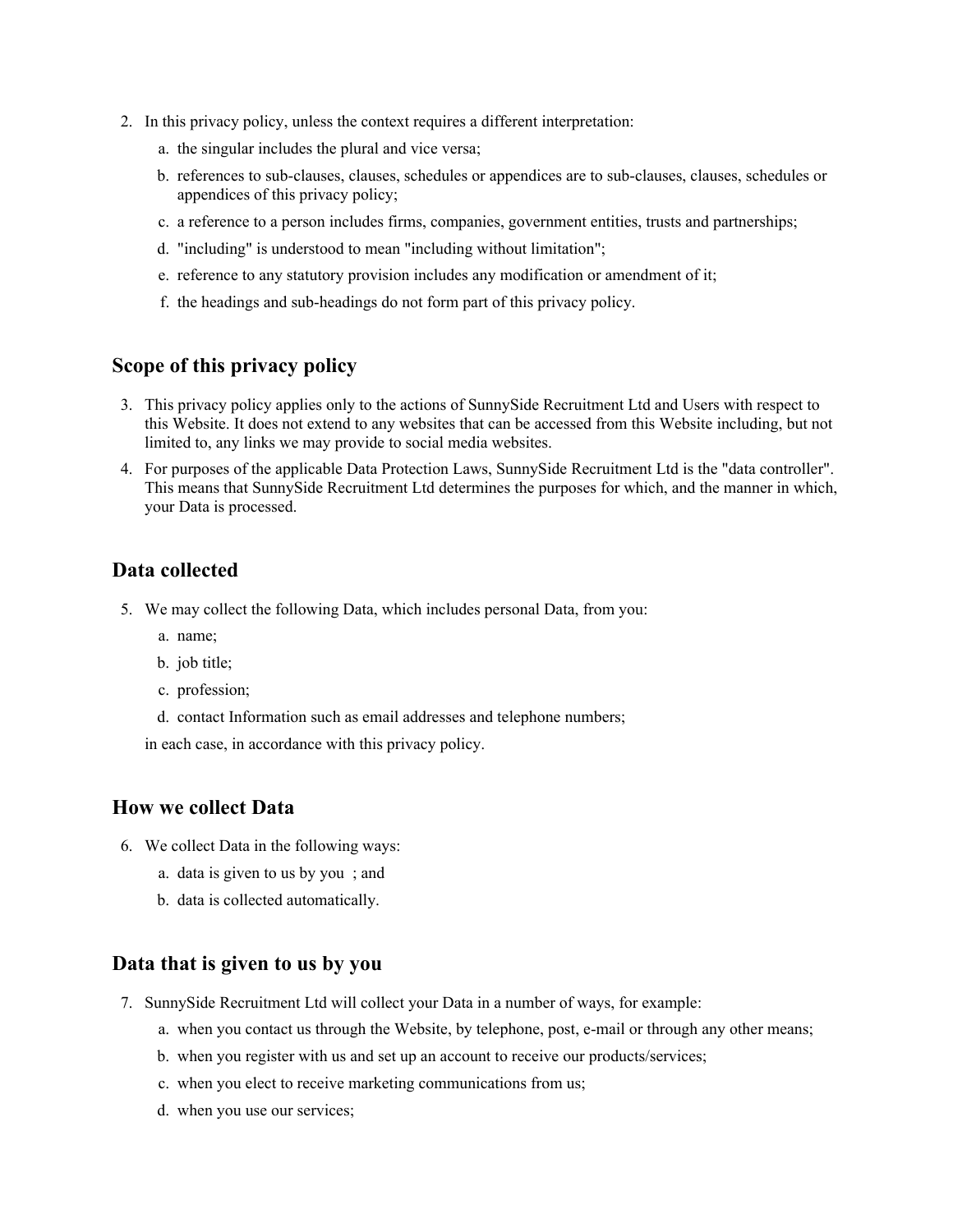2. In this privacy policy, unless the context requires a different interpretation:
    a. the singular includes the plural and vice versa;
    b. references to sub-clauses, clauses, schedules or appendices are to sub-clauses, clauses, schedules or appendices of this privacy policy;
    c. a reference to a person includes firms, companies, government entities, trusts and partnerships;
    d. "including" is understood to mean "including without limitation";
    e. reference to any statutory provision includes any modification or amendment of it;
    f. the headings and sub-headings do not form part of this privacy policy.

## Scope of this privacy policy

3. This privacy policy applies only to the actions of SunnySide Recruitment Ltd and Users with respect to this Website. It does not extend to any websites that can be accessed from this Website including, but not limited to, any links we may provide to social media websites.
4. For purposes of the applicable Data Protection Laws, SunnySide Recruitment Ltd is the "data controller". This means that SunnySide Recruitment Ltd determines the purposes for which, and the manner in which, your Data is processed.

## Data collected

5. We may collect the following Data, which includes personal Data, from you:
    a. name;
    b. job title;
    c. profession;
    d. contact Information such as email addresses and telephone numbers;

    in each case, in accordance with this privacy policy.

## How we collect Data

6. We collect Data in the following ways:
    a. data is given to us by you ; and
    b. data is collected automatically.

## Data that is given to us by you

7. SunnySide Recruitment Ltd will collect your Data in a number of ways, for example:
    a. when you contact us through the Website, by telephone, post, e-mail or through any other means;
    b. when you register with us and set up an account to receive our products/services;
    c. when you elect to receive marketing communications from us;
    d. when you use our services;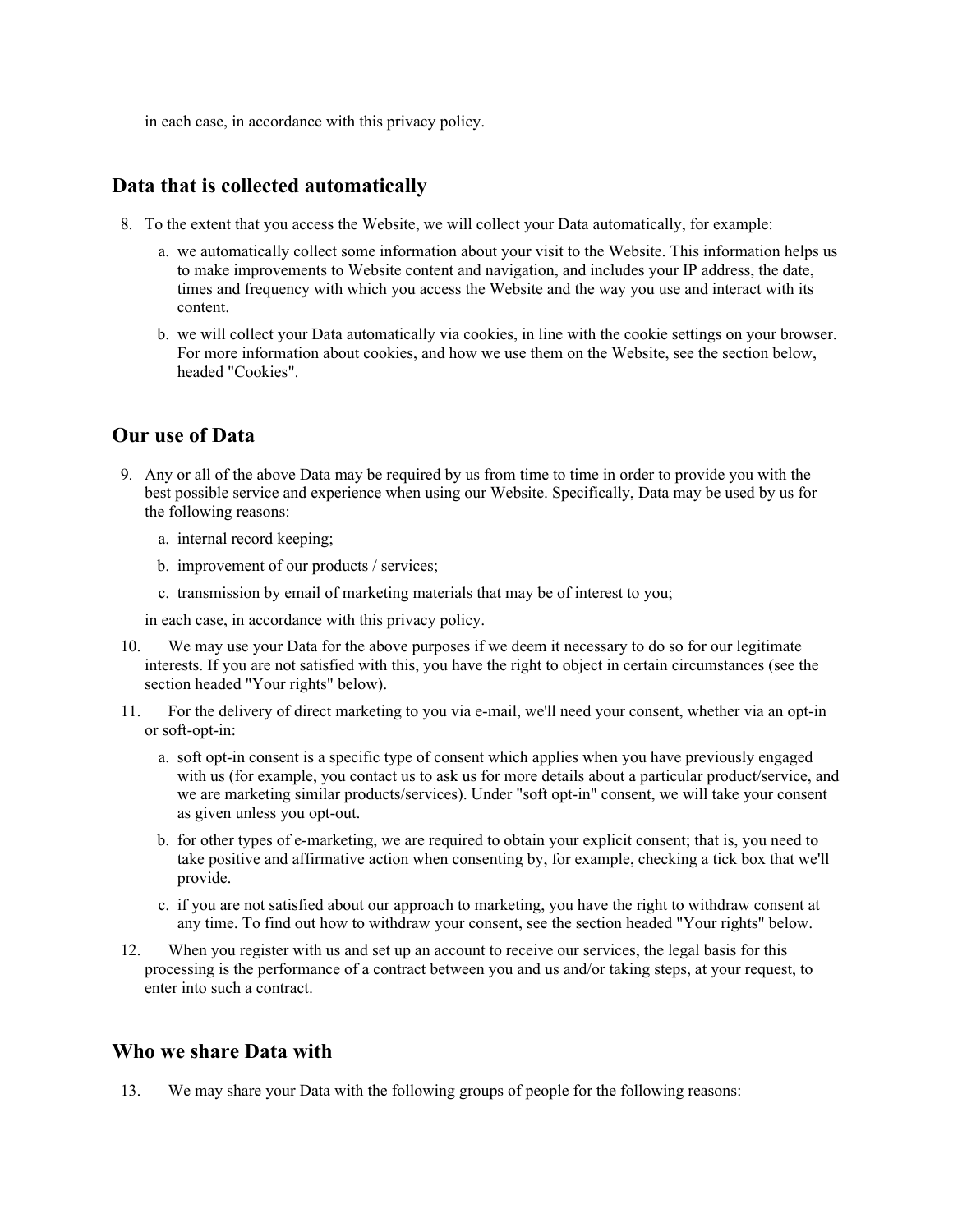in each case, in accordance with this privacy policy.

## Data that is collected automatically

8. To the extent that you access the Website, we will collect your Data automatically, for example:
    a. we automatically collect some information about your visit to the Website. This information helps us to make improvements to Website content and navigation, and includes your IP address, the date, times and frequency with which you access the Website and the way you use and interact with its content.
    b. we will collect your Data automatically via cookies, in line with the cookie settings on your browser. For more information about cookies, and how we use them on the Website, see the section below, headed "Cookies".

## Our use of Data

9. Any or all of the above Data may be required by us from time to time in order to provide you with the best possible service and experience when using our Website. Specifically, Data may be used by us for the following reasons:
    a. internal record keeping;
    b. improvement of our products / services;
    c. transmission by email of marketing materials that may be of interest to you;

    in each case, in accordance with this privacy policy.
10. We may use your Data for the above purposes if we deem it necessary to do so for our legitimate interests. If you are not satisfied with this, you have the right to object in certain circumstances (see the section headed "Your rights" below).
11. For the delivery of direct marketing to you via e-mail, we'll need your consent, whether via an opt-in or soft-opt-in:
    a. soft opt-in consent is a specific type of consent which applies when you have previously engaged with us (for example, you contact us to ask us for more details about a particular product/service, and we are marketing similar products/services). Under "soft opt-in" consent, we will take your consent as given unless you opt-out.
    b. for other types of e-marketing, we are required to obtain your explicit consent; that is, you need to take positive and affirmative action when consenting by, for example, checking a tick box that we'll provide.
    c. if you are not satisfied about our approach to marketing, you have the right to withdraw consent at any time. To find out how to withdraw your consent, see the section headed "Your rights" below.
12. When you register with us and set up an account to receive our services, the legal basis for this processing is the performance of a contract between you and us and/or taking steps, at your request, to enter into such a contract.

## Who we share Data with

13. We may share your Data with the following groups of people for the following reasons: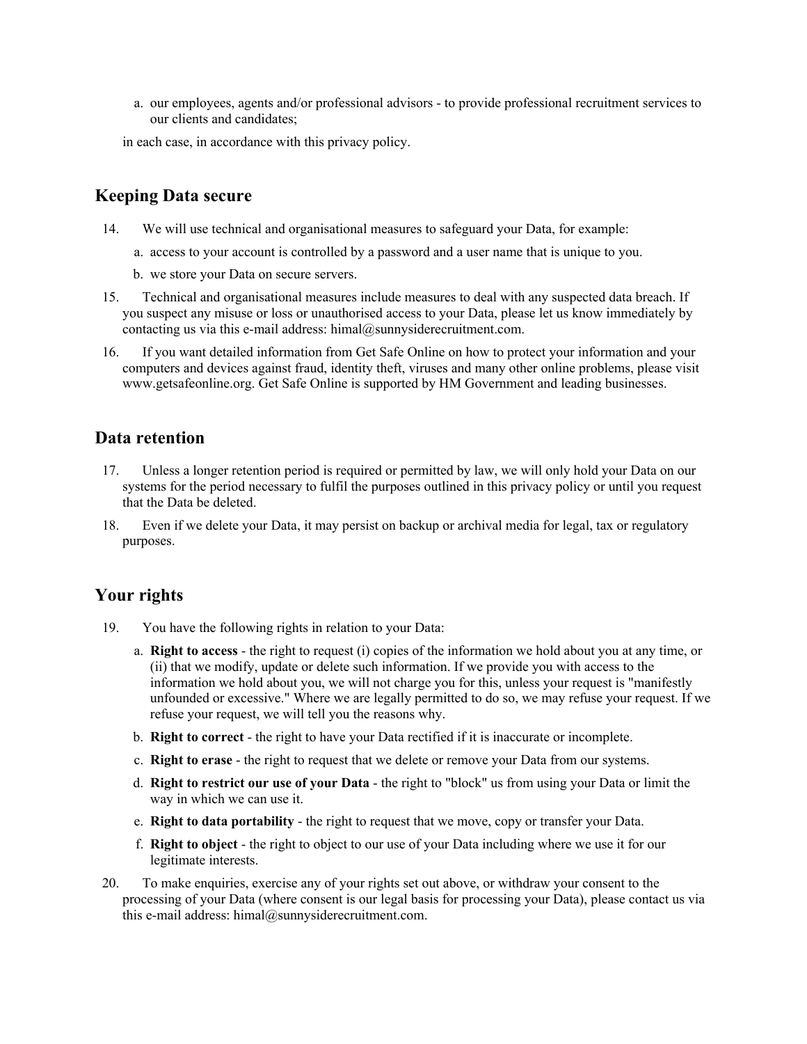a. our employees, agents and/or professional advisors - to provide professional recruitment services to our clients and candidates;

in each case, in accordance with this privacy policy.

## Keeping Data secure

14. We will use technical and organisational measures to safeguard your Data, for example:
    a. access to your account is controlled by a password and a user name that is unique to you.
    b. we store your Data on secure servers.
15. Technical and organisational measures include measures to deal with any suspected data breach. If you suspect any misuse or loss or unauthorised access to your Data, please let us know immediately by contacting us via this e-mail address: himal@sunnysiderecruitment.com.
16. If you want detailed information from Get Safe Online on how to protect your information and your computers and devices against fraud, identity theft, viruses and many other online problems, please visit www.getsafeonline.org. Get Safe Online is supported by HM Government and leading businesses.

## Data retention

17. Unless a longer retention period is required or permitted by law, we will only hold your Data on our systems for the period necessary to fulfil the purposes outlined in this privacy policy or until you request that the Data be deleted.
18. Even if we delete your Data, it may persist on backup or archival media for legal, tax or regulatory purposes.

## Your rights

19. You have the following rights in relation to your Data:
    a. **Right to access** - the right to request (i) copies of the information we hold about you at any time, or (ii) that we modify, update or delete such information. If we provide you with access to the information we hold about you, we will not charge you for this, unless your request is "manifestly unfounded or excessive." Where we are legally permitted to do so, we may refuse your request. If we refuse your request, we will tell you the reasons why.
    b. **Right to correct** - the right to have your Data rectified if it is inaccurate or incomplete.
    c. **Right to erase** - the right to request that we delete or remove your Data from our systems.
    d. **Right to restrict our use of your Data** - the right to "block" us from using your Data or limit the way in which we can use it.
    e. **Right to data portability** - the right to request that we move, copy or transfer your Data.
    f. **Right to object** - the right to object to our use of your Data including where we use it for our legitimate interests.
20. To make enquiries, exercise any of your rights set out above, or withdraw your consent to the processing of your Data (where consent is our legal basis for processing your Data), please contact us via this e-mail address: himal@sunnysiderecruitment.com.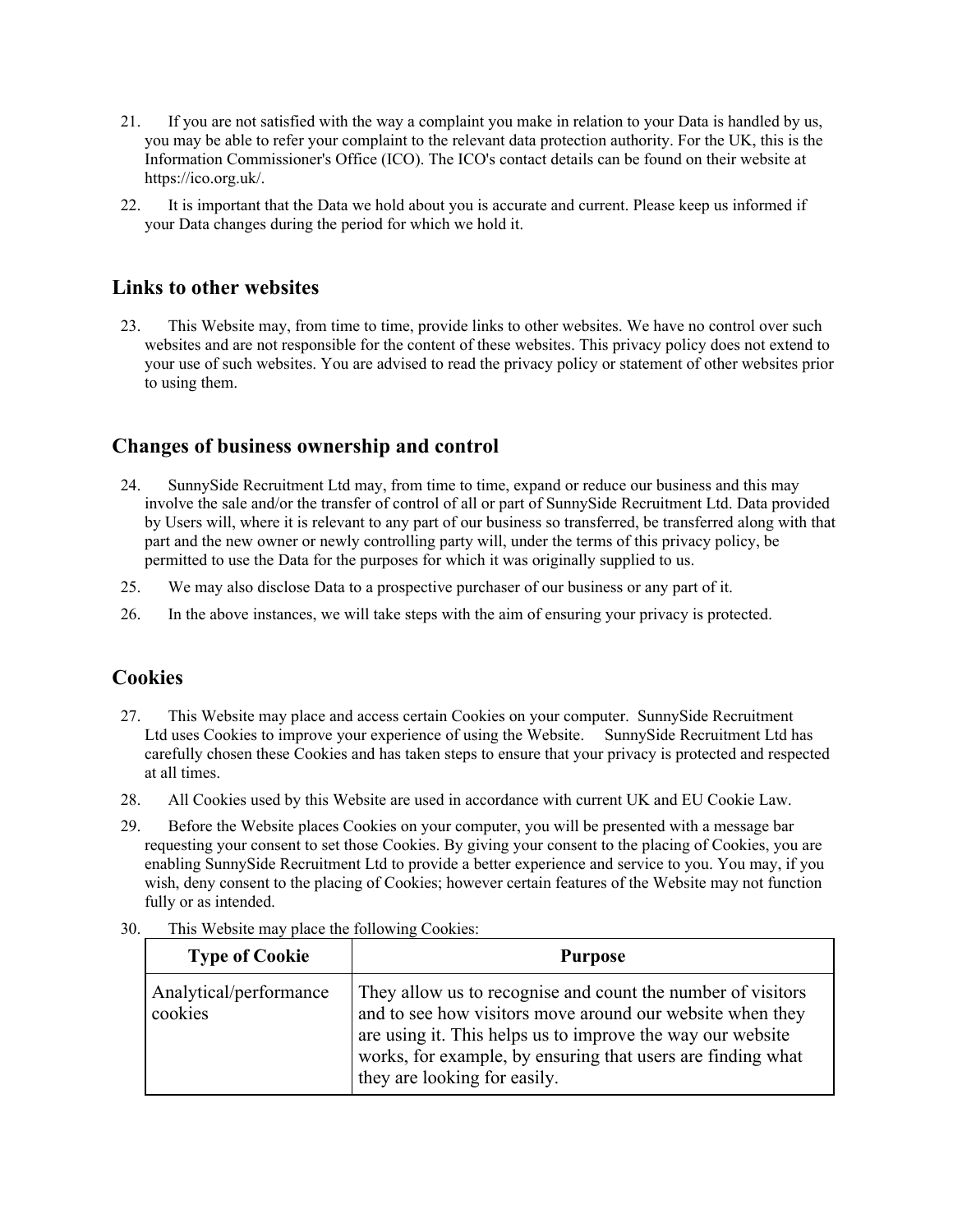21. If you are not satisfied with the way a complaint you make in relation to your Data is handled by us, you may be able to refer your complaint to the relevant data protection authority. For the UK, this is the Information Commissioner's Office (ICO). The ICO's contact details can be found on their website at https://ico.org.uk/.

22. It is important that the Data we hold about you is accurate and current. Please keep us informed if your Data changes during the period for which we hold it.

## Links to other websites

23. This Website may, from time to time, provide links to other websites. We have no control over such websites and are not responsible for the content of these websites. This privacy policy does not extend to your use of such websites. You are advised to read the privacy policy or statement of other websites prior to using them.

## Changes of business ownership and control

24. SunnySide Recruitment Ltd may, from time to time, expand or reduce our business and this may involve the sale and/or the transfer of control of all or part of SunnySide Recruitment Ltd. Data provided by Users will, where it is relevant to any part of our business so transferred, be transferred along with that part and the new owner or newly controlling party will, under the terms of this privacy policy, be permitted to use the Data for the purposes for which it was originally supplied to us.

25. We may also disclose Data to a prospective purchaser of our business or any part of it.

26. In the above instances, we will take steps with the aim of ensuring your privacy is protected.

## Cookies

27. This Website may place and access certain Cookies on your computer. SunnySide Recruitment Ltd uses Cookies to improve your experience of using the Website. SunnySide Recruitment Ltd has carefully chosen these Cookies and has taken steps to ensure that your privacy is protected and respected at all times.

28. All Cookies used by this Website are used in accordance with current UK and EU Cookie Law.

29. Before the Website places Cookies on your computer, you will be presented with a message bar requesting your consent to set those Cookies. By giving your consent to the placing of Cookies, you are enabling SunnySide Recruitment Ltd to provide a better experience and service to you. You may, if you wish, deny consent to the placing of Cookies; however certain features of the Website may not function fully or as intended.

30. This Website may place the following Cookies:

| Type of Cookie | Purpose |
|---|---|
| Analytical/performance cookies | They allow us to recognise and count the number of visitors and to see how visitors move around our website when they are using it. This helps us to improve the way our website works, for example, by ensuring that users are finding what they are looking for easily. |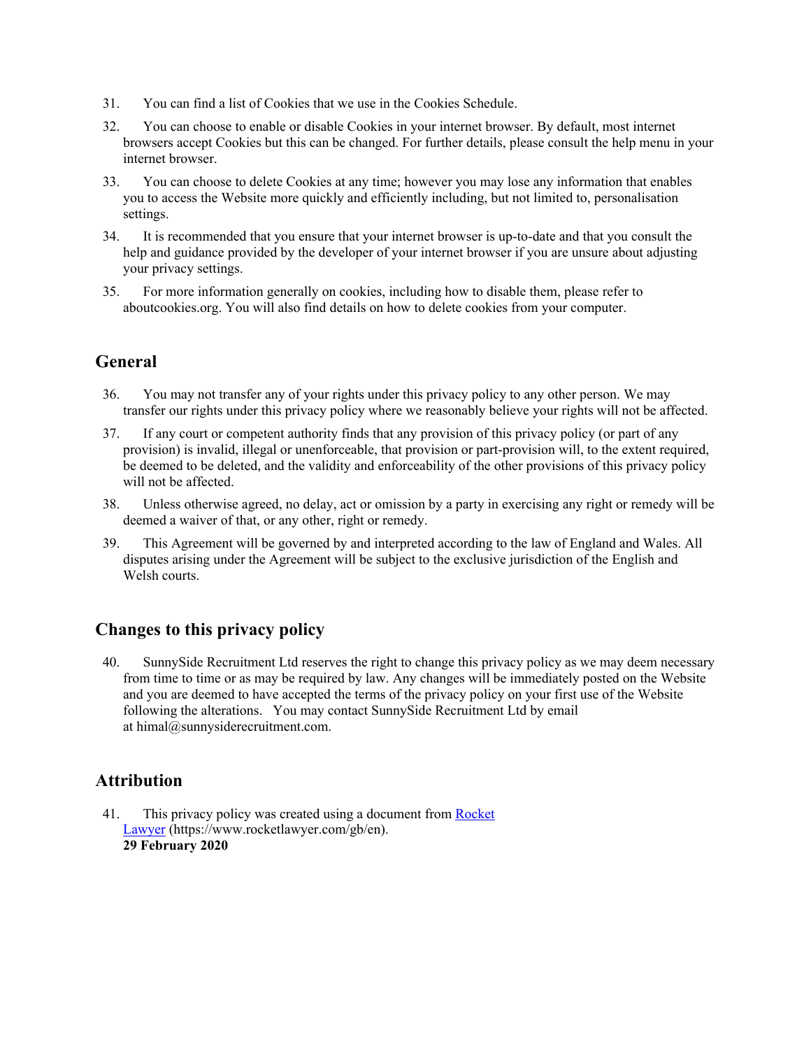31. You can find a list of Cookies that we use in the Cookies Schedule.

32. You can choose to enable or disable Cookies in your internet browser. By default, most internet browsers accept Cookies but this can be changed. For further details, please consult the help menu in your internet browser.

33. You can choose to delete Cookies at any time; however you may lose any information that enables you to access the Website more quickly and efficiently including, but not limited to, personalisation settings.

34. It is recommended that you ensure that your internet browser is up-to-date and that you consult the help and guidance provided by the developer of your internet browser if you are unsure about adjusting your privacy settings.

35. For more information generally on cookies, including how to disable them, please refer to aboutcookies.org. You will also find details on how to delete cookies from your computer.

## General

36. You may not transfer any of your rights under this privacy policy to any other person. We may transfer our rights under this privacy policy where we reasonably believe your rights will not be affected.

37. If any court or competent authority finds that any provision of this privacy policy (or part of any provision) is invalid, illegal or unenforceable, that provision or part-provision will, to the extent required, be deemed to be deleted, and the validity and enforceability of the other provisions of this privacy policy will not be affected.

38. Unless otherwise agreed, no delay, act or omission by a party in exercising any right or remedy will be deemed a waiver of that, or any other, right or remedy.

39. This Agreement will be governed by and interpreted according to the law of England and Wales. All disputes arising under the Agreement will be subject to the exclusive jurisdiction of the English and Welsh courts.

## Changes to this privacy policy

40. SunnySide Recruitment Ltd reserves the right to change this privacy policy as we may deem necessary from time to time or as may be required by law. Any changes will be immediately posted on the Website and you are deemed to have accepted the terms of the privacy policy on your first use of the Website following the alterations. You may contact SunnySide Recruitment Ltd by email at himal@sunnysiderecruitment.com.

## Attribution

41. This privacy policy was created using a document from [Rocket Lawyer](https://www.rocketlawyer.com/gb/en) (https://www.rocketlawyer.com/gb/en).
**29 February 2020**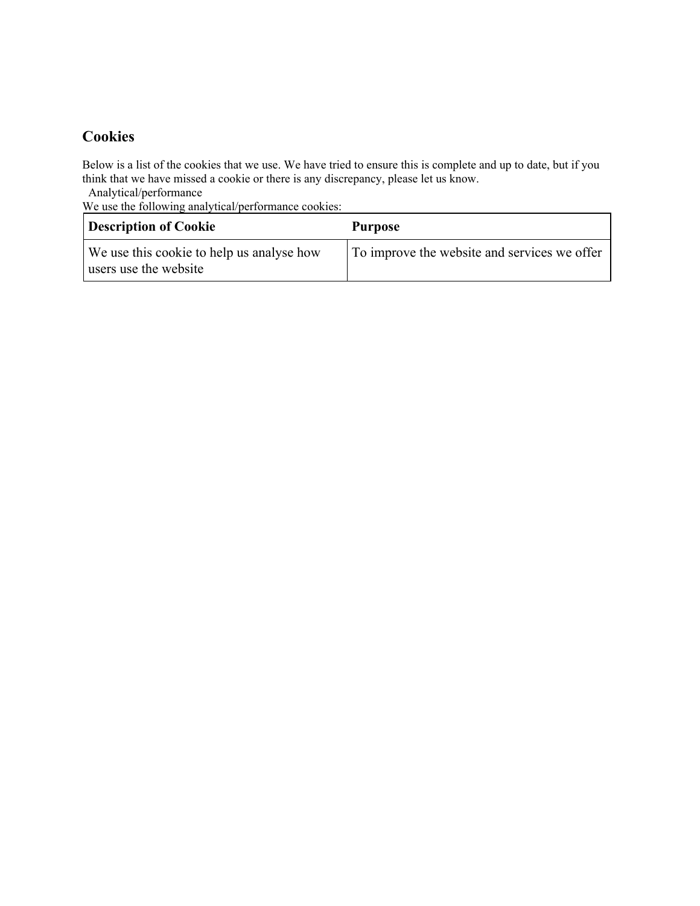## Cookies

Below is a list of the cookies that we use. We have tried to ensure this is complete and up to date, but if you think that we have missed a cookie or there is any discrepancy, please let us know.

Analytical/performance

We use the following analytical/performance cookies:

| **Description of Cookie** | **Purpose** |
| --- | --- |
| We use this cookie to help us analyse how users use the website | To improve the website and services we offer |